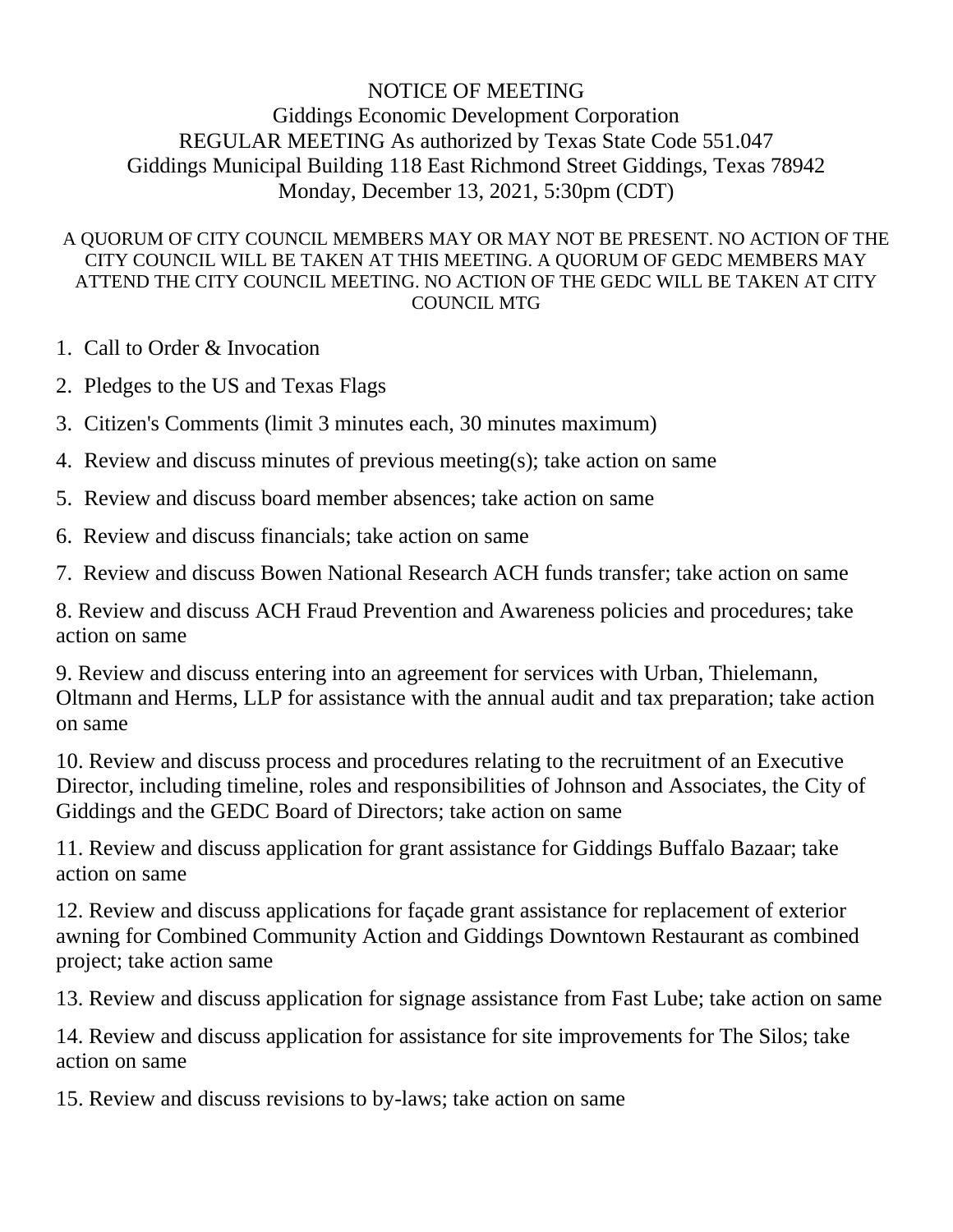# NOTICE OF MEETING

## Giddings Economic Development Corporation

REGULAR MEETING As authorized by Texas State Code 551.047
Giddings Municipal Building 118 East Richmond Street Giddings, Texas 78942
Monday, December 13, 2021, 5:30pm (CDT)

A QUORUM OF CITY COUNCIL MEMBERS MAY OR MAY NOT BE PRESENT. NO ACTION OF THE CITY COUNCIL WILL BE TAKEN AT THIS MEETING. A QUORUM OF GEDC MEMBERS MAY ATTEND THE CITY COUNCIL MEETING. NO ACTION OF THE GEDC WILL BE TAKEN AT CITY COUNCIL MTG

1. Call to Order & Invocation
2. Pledges to the US and Texas Flags
3. Citizen's Comments (limit 3 minutes each, 30 minutes maximum)
4. Review and discuss minutes of previous meeting(s); take action on same
5. Review and discuss board member absences; take action on same
6. Review and discuss financials; take action on same
7. Review and discuss Bowen National Research ACH funds transfer; take action on same
8. Review and discuss ACH Fraud Prevention and Awareness policies and procedures; take action on same
9. Review and discuss entering into an agreement for services with Urban, Thielemann, Oltmann and Herms, LLP for assistance with the annual audit and tax preparation; take action on same
10. Review and discuss process and procedures relating to the recruitment of an Executive Director, including timeline, roles and responsibilities of Johnson and Associates, the City of Giddings and the GEDC Board of Directors; take action on same
11. Review and discuss application for grant assistance for Giddings Buffalo Bazaar; take action on same
12. Review and discuss applications for façade grant assistance for replacement of exterior awning for Combined Community Action and Giddings Downtown Restaurant as combined project; take action same
13. Review and discuss application for signage assistance from Fast Lube; take action on same
14. Review and discuss application for assistance for site improvements for The Silos; take action on same
15. Review and discuss revisions to by-laws; take action on same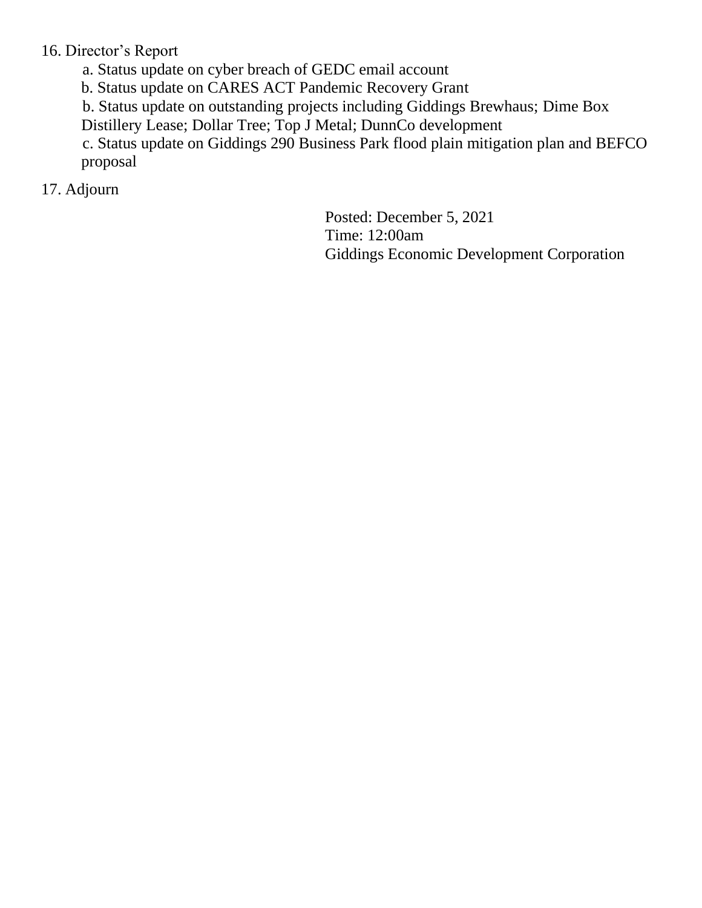16. Director's Report

    a. Status update on cyber breach of GEDC email account

    b. Status update on CARES ACT Pandemic Recovery Grant

    b. Status update on outstanding projects including Giddings Brewhaus; Dime Box Distillery Lease; Dollar Tree; Top J Metal; DunnCo development

    c. Status update on Giddings 290 Business Park flood plain mitigation plan and BEFCO proposal

17. Adjourn

Posted: December 5, 2021
Time: 12:00am
Giddings Economic Development Corporation